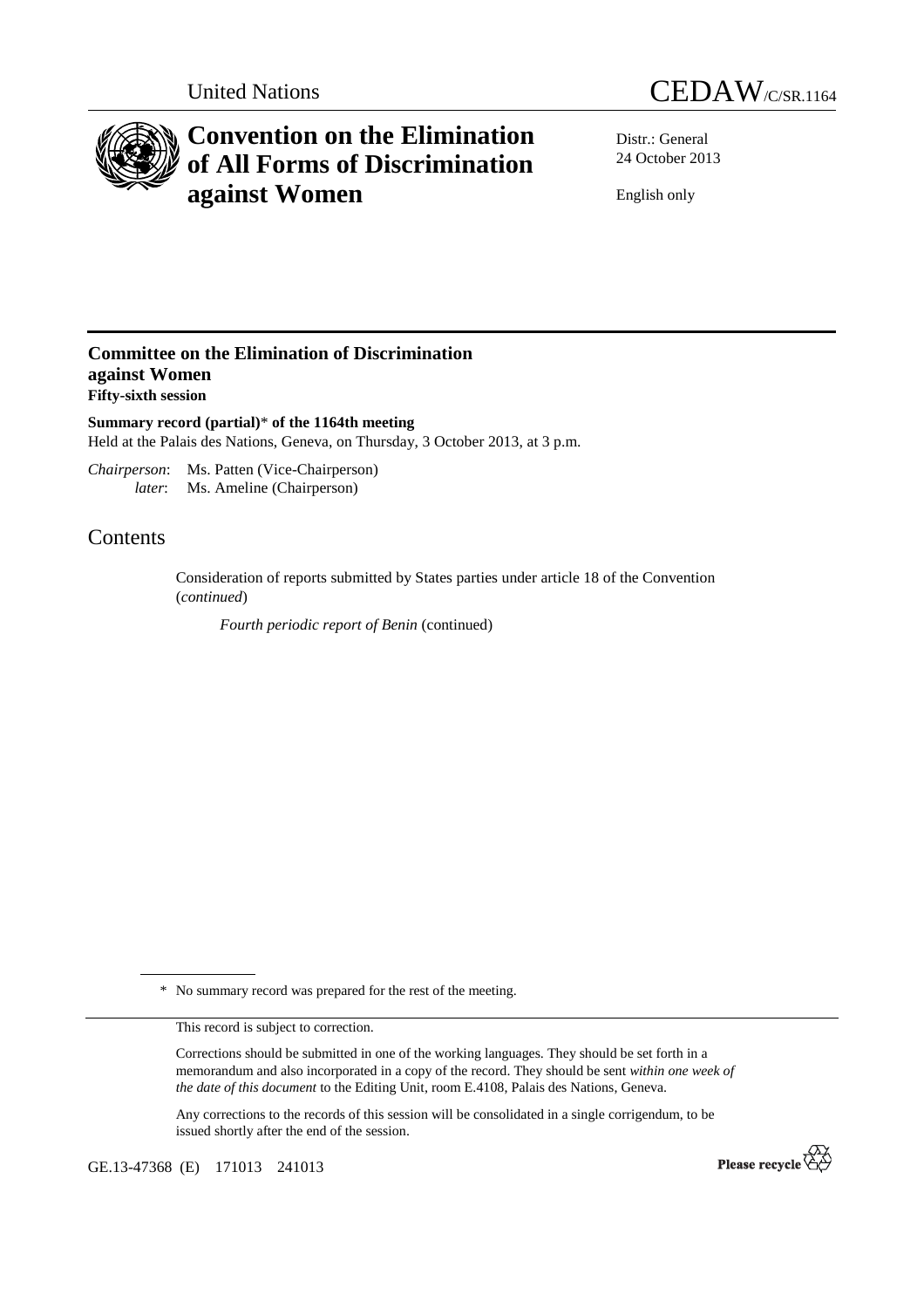United Nations CEDAW/C/SR.1164

# Convention on the Elimination of All Forms of Discrimination against Women

Distr.: General
24 October 2013

English only

## Committee on the Elimination of Discrimination against Women
**Fifty-sixth session**

**Summary record (partial)\* of the 1164th meeting**
Held at the Palais des Nations, Geneva, on Thursday, 3 October 2013, at 3 p.m.

*Chairperson*: Ms. Patten (Vice-Chairperson)
*later*: Ms. Ameline (Chairperson)

# Contents

Consideration of reports submitted by States parties under article 18 of the Convention (*continued*)

*Fourth periodic report of Benin* (continued)

\* No summary record was prepared for the rest of the meeting.

This record is subject to correction.

Corrections should be submitted in one of the working languages. They should be set forth in a memorandum and also incorporated in a copy of the record. They should be sent *within one week of the date of this document* to the Editing Unit, room E.4108, Palais des Nations, Geneva.

Any corrections to the records of this session will be consolidated in a single corrigendum, to be issued shortly after the end of the session.

GE.13-47368 (E) 171013 241013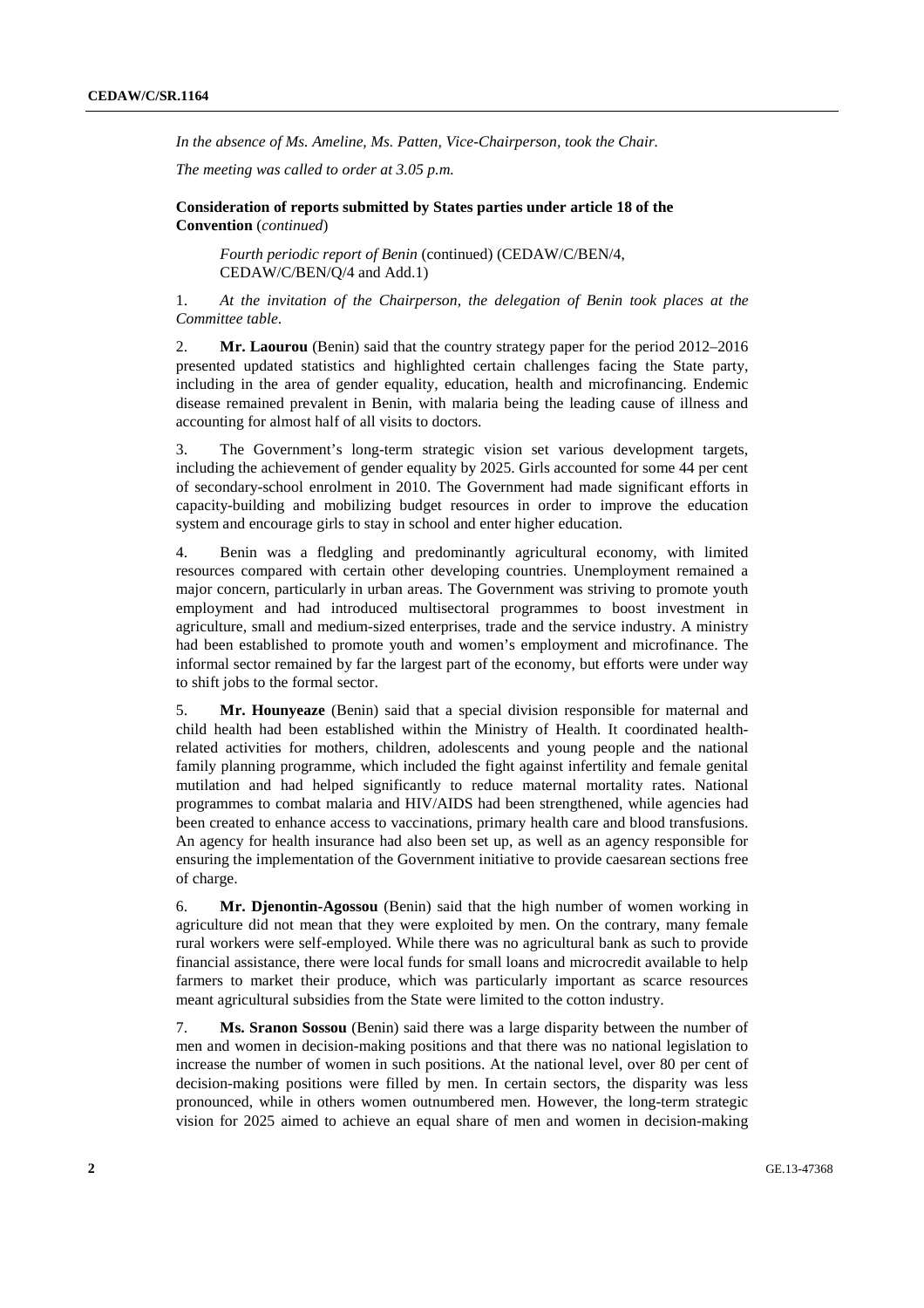*In the absence of Ms. Ameline, Ms. Patten, Vice-Chairperson, took the Chair.*

*The meeting was called to order at 3.05 p.m.*

**Consideration of reports submitted by States parties under article 18 of the Convention** (*continued*)

*Fourth periodic report of Benin* (continued) (CEDAW/C/BEN/4, CEDAW/C/BEN/Q/4 and Add.1)

1. *At the invitation of the Chairperson, the delegation of Benin took places at the Committee table.*

2. **Mr. Laourou** (Benin) said that the country strategy paper for the period 2012–2016 presented updated statistics and highlighted certain challenges facing the State party, including in the area of gender equality, education, health and microfinancing. Endemic disease remained prevalent in Benin, with malaria being the leading cause of illness and accounting for almost half of all visits to doctors.

3. The Government's long-term strategic vision set various development targets, including the achievement of gender equality by 2025. Girls accounted for some 44 per cent of secondary-school enrolment in 2010. The Government had made significant efforts in capacity-building and mobilizing budget resources in order to improve the education system and encourage girls to stay in school and enter higher education.

4. Benin was a fledgling and predominantly agricultural economy, with limited resources compared with certain other developing countries. Unemployment remained a major concern, particularly in urban areas. The Government was striving to promote youth employment and had introduced multisectoral programmes to boost investment in agriculture, small and medium-sized enterprises, trade and the service industry. A ministry had been established to promote youth and women's employment and microfinance. The informal sector remained by far the largest part of the economy, but efforts were under way to shift jobs to the formal sector.

5. **Mr. Hounyeaze** (Benin) said that a special division responsible for maternal and child health had been established within the Ministry of Health. It coordinated health-related activities for mothers, children, adolescents and young people and the national family planning programme, which included the fight against infertility and female genital mutilation and had helped significantly to reduce maternal mortality rates. National programmes to combat malaria and HIV/AIDS had been strengthened, while agencies had been created to enhance access to vaccinations, primary health care and blood transfusions. An agency for health insurance had also been set up, as well as an agency responsible for ensuring the implementation of the Government initiative to provide caesarean sections free of charge.

6. **Mr. Djenontin-Agossou** (Benin) said that the high number of women working in agriculture did not mean that they were exploited by men. On the contrary, many female rural workers were self-employed. While there was no agricultural bank as such to provide financial assistance, there were local funds for small loans and microcredit available to help farmers to market their produce, which was particularly important as scarce resources meant agricultural subsidies from the State were limited to the cotton industry.

7. **Ms. Sranon Sossou** (Benin) said there was a large disparity between the number of men and women in decision-making positions and that there was no national legislation to increase the number of women in such positions. At the national level, over 80 per cent of decision-making positions were filled by men. In certain sectors, the disparity was less pronounced, while in others women outnumbered men. However, the long-term strategic vision for 2025 aimed to achieve an equal share of men and women in decision-making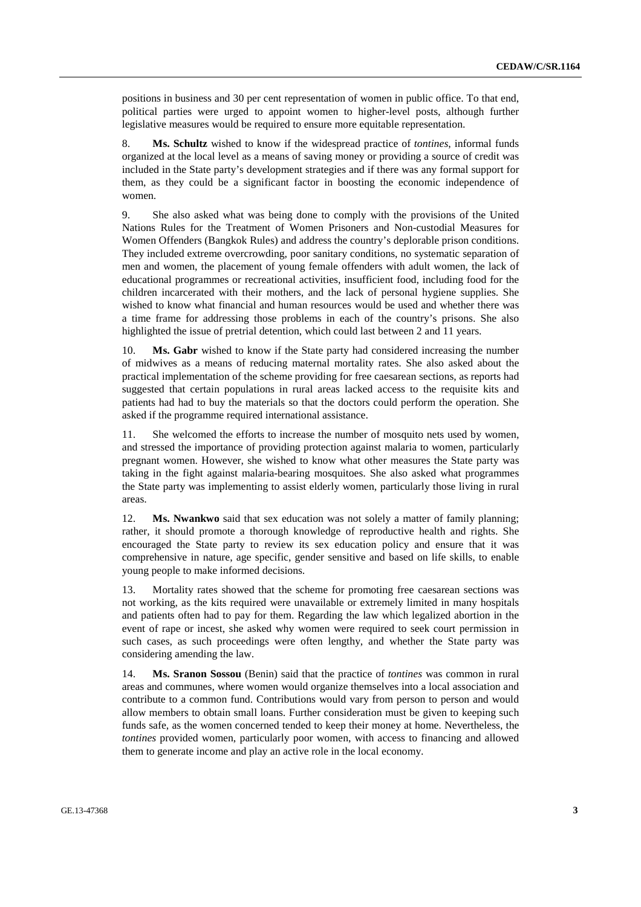positions in business and 30 per cent representation of women in public office. To that end, political parties were urged to appoint women to higher-level posts, although further legislative measures would be required to ensure more equitable representation.

8. **Ms. Schultz** wished to know if the widespread practice of *tontines*, informal funds organized at the local level as a means of saving money or providing a source of credit was included in the State party's development strategies and if there was any formal support for them, as they could be a significant factor in boosting the economic independence of women.

9. She also asked what was being done to comply with the provisions of the United Nations Rules for the Treatment of Women Prisoners and Non-custodial Measures for Women Offenders (Bangkok Rules) and address the country's deplorable prison conditions. They included extreme overcrowding, poor sanitary conditions, no systematic separation of men and women, the placement of young female offenders with adult women, the lack of educational programmes or recreational activities, insufficient food, including food for the children incarcerated with their mothers, and the lack of personal hygiene supplies. She wished to know what financial and human resources would be used and whether there was a time frame for addressing those problems in each of the country's prisons. She also highlighted the issue of pretrial detention, which could last between 2 and 11 years.

10. **Ms. Gabr** wished to know if the State party had considered increasing the number of midwives as a means of reducing maternal mortality rates. She also asked about the practical implementation of the scheme providing for free caesarean sections, as reports had suggested that certain populations in rural areas lacked access to the requisite kits and patients had had to buy the materials so that the doctors could perform the operation. She asked if the programme required international assistance.

11. She welcomed the efforts to increase the number of mosquito nets used by women, and stressed the importance of providing protection against malaria to women, particularly pregnant women. However, she wished to know what other measures the State party was taking in the fight against malaria-bearing mosquitoes. She also asked what programmes the State party was implementing to assist elderly women, particularly those living in rural areas.

12. **Ms. Nwankwo** said that sex education was not solely a matter of family planning; rather, it should promote a thorough knowledge of reproductive health and rights. She encouraged the State party to review its sex education policy and ensure that it was comprehensive in nature, age specific, gender sensitive and based on life skills, to enable young people to make informed decisions.

13. Mortality rates showed that the scheme for promoting free caesarean sections was not working, as the kits required were unavailable or extremely limited in many hospitals and patients often had to pay for them. Regarding the law which legalized abortion in the event of rape or incest, she asked why women were required to seek court permission in such cases, as such proceedings were often lengthy, and whether the State party was considering amending the law.

14. **Ms. Sranon Sossou** (Benin) said that the practice of *tontines* was common in rural areas and communes, where women would organize themselves into a local association and contribute to a common fund. Contributions would vary from person to person and would allow members to obtain small loans. Further consideration must be given to keeping such funds safe, as the women concerned tended to keep their money at home. Nevertheless, the *tontines* provided women, particularly poor women, with access to financing and allowed them to generate income and play an active role in the local economy.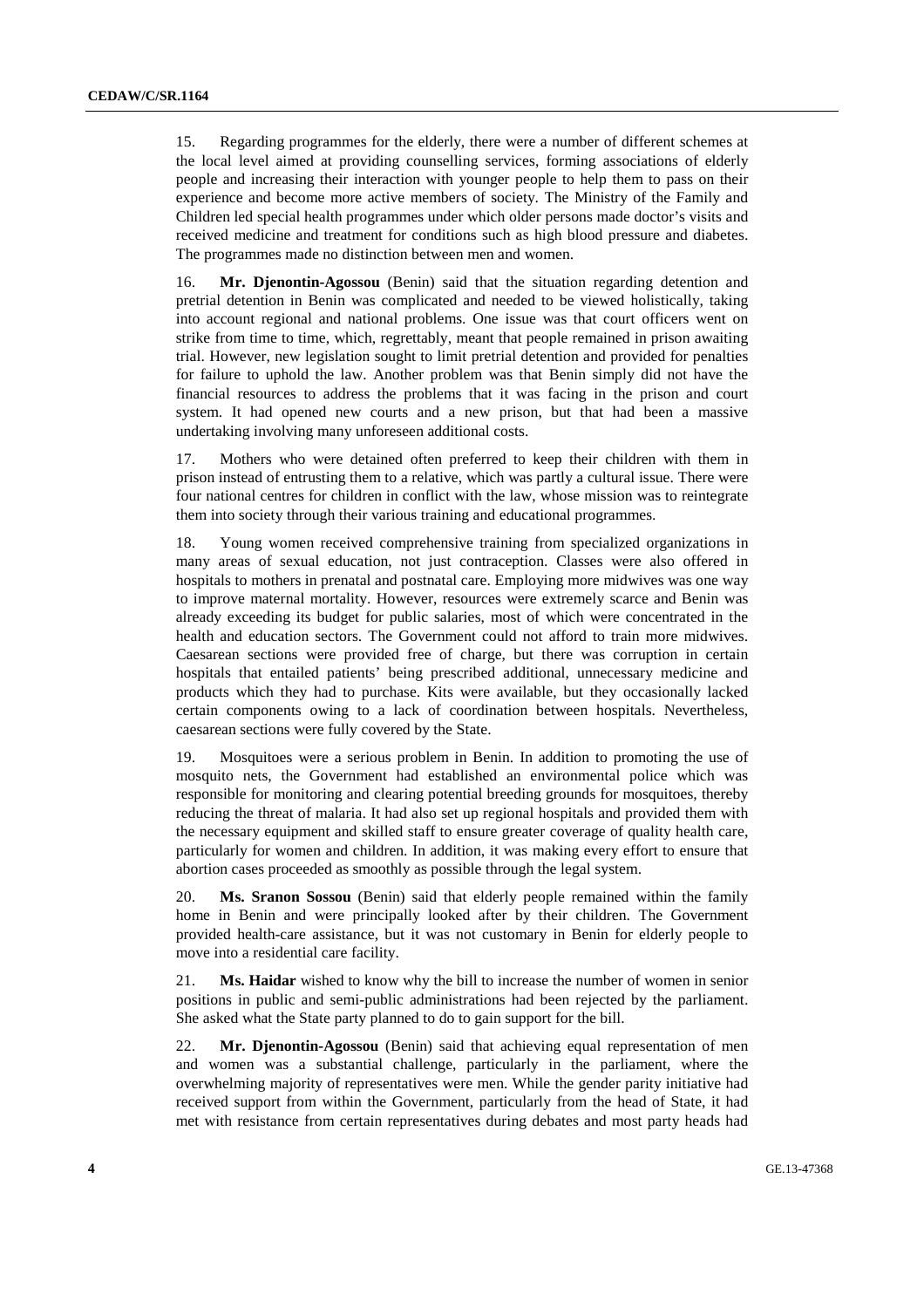15. Regarding programmes for the elderly, there were a number of different schemes at the local level aimed at providing counselling services, forming associations of elderly people and increasing their interaction with younger people to help them to pass on their experience and become more active members of society. The Ministry of the Family and Children led special health programmes under which older persons made doctor's visits and received medicine and treatment for conditions such as high blood pressure and diabetes. The programmes made no distinction between men and women.

16. **Mr. Djenontin-Agossou** (Benin) said that the situation regarding detention and pretrial detention in Benin was complicated and needed to be viewed holistically, taking into account regional and national problems. One issue was that court officers went on strike from time to time, which, regrettably, meant that people remained in prison awaiting trial. However, new legislation sought to limit pretrial detention and provided for penalties for failure to uphold the law. Another problem was that Benin simply did not have the financial resources to address the problems that it was facing in the prison and court system. It had opened new courts and a new prison, but that had been a massive undertaking involving many unforeseen additional costs.

17. Mothers who were detained often preferred to keep their children with them in prison instead of entrusting them to a relative, which was partly a cultural issue. There were four national centres for children in conflict with the law, whose mission was to reintegrate them into society through their various training and educational programmes.

18. Young women received comprehensive training from specialized organizations in many areas of sexual education, not just contraception. Classes were also offered in hospitals to mothers in prenatal and postnatal care. Employing more midwives was one way to improve maternal mortality. However, resources were extremely scarce and Benin was already exceeding its budget for public salaries, most of which were concentrated in the health and education sectors. The Government could not afford to train more midwives. Caesarean sections were provided free of charge, but there was corruption in certain hospitals that entailed patients' being prescribed additional, unnecessary medicine and products which they had to purchase. Kits were available, but they occasionally lacked certain components owing to a lack of coordination between hospitals. Nevertheless, caesarean sections were fully covered by the State.

19. Mosquitoes were a serious problem in Benin. In addition to promoting the use of mosquito nets, the Government had established an environmental police which was responsible for monitoring and clearing potential breeding grounds for mosquitoes, thereby reducing the threat of malaria. It had also set up regional hospitals and provided them with the necessary equipment and skilled staff to ensure greater coverage of quality health care, particularly for women and children. In addition, it was making every effort to ensure that abortion cases proceeded as smoothly as possible through the legal system.

20. **Ms. Sranon Sossou** (Benin) said that elderly people remained within the family home in Benin and were principally looked after by their children. The Government provided health-care assistance, but it was not customary in Benin for elderly people to move into a residential care facility.

21. **Ms. Haidar** wished to know why the bill to increase the number of women in senior positions in public and semi-public administrations had been rejected by the parliament. She asked what the State party planned to do to gain support for the bill.

22. **Mr. Djenontin-Agossou** (Benin) said that achieving equal representation of men and women was a substantial challenge, particularly in the parliament, where the overwhelming majority of representatives were men. While the gender parity initiative had received support from within the Government, particularly from the head of State, it had met with resistance from certain representatives during debates and most party heads had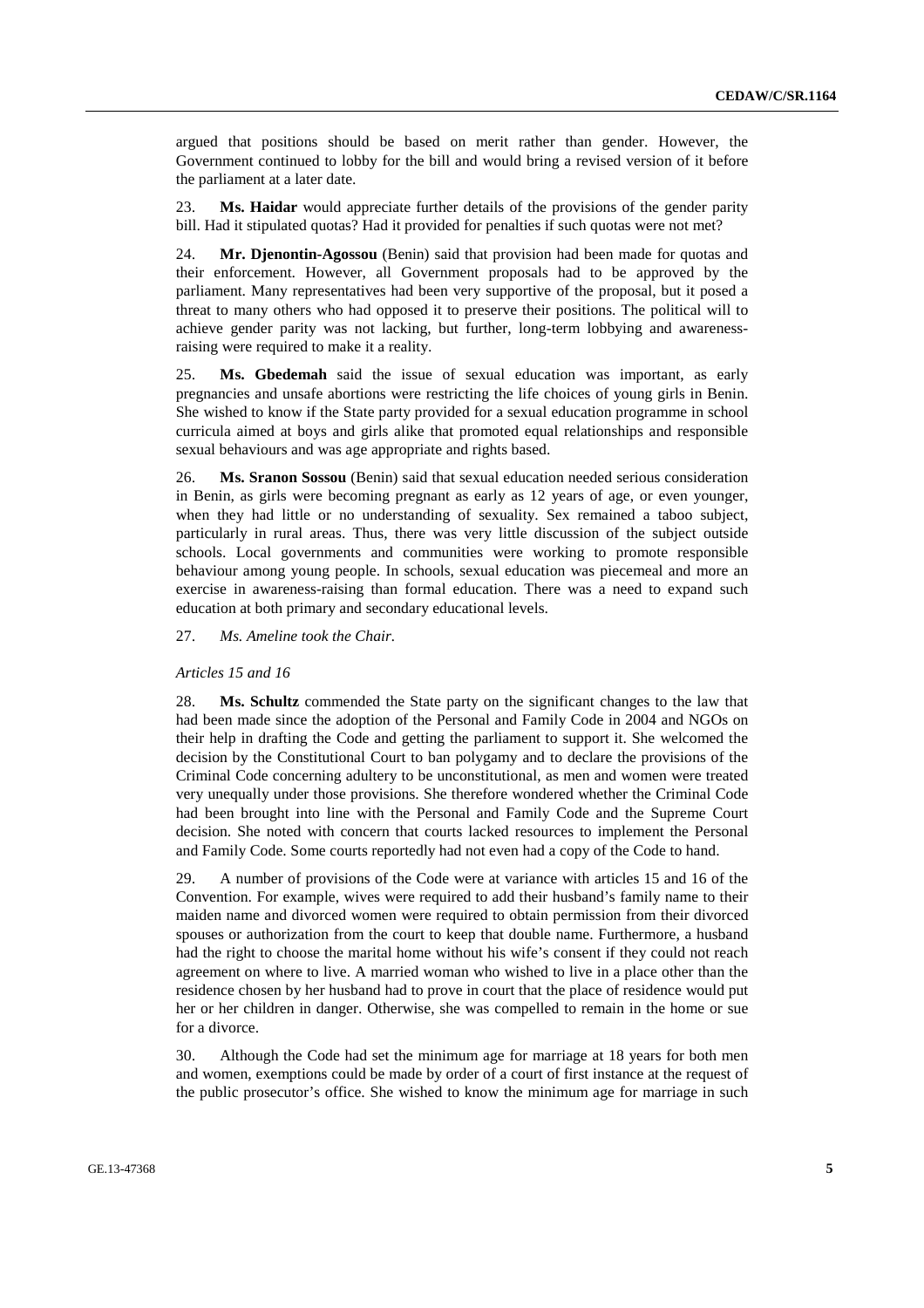argued that positions should be based on merit rather than gender. However, the Government continued to lobby for the bill and would bring a revised version of it before the parliament at a later date.

23. **Ms. Haidar** would appreciate further details of the provisions of the gender parity bill. Had it stipulated quotas? Had it provided for penalties if such quotas were not met?

24. **Mr. Djenontin-Agossou** (Benin) said that provision had been made for quotas and their enforcement. However, all Government proposals had to be approved by the parliament. Many representatives had been very supportive of the proposal, but it posed a threat to many others who had opposed it to preserve their positions. The political will to achieve gender parity was not lacking, but further, long-term lobbying and awareness-raising were required to make it a reality.

25. **Ms. Gbedemah** said the issue of sexual education was important, as early pregnancies and unsafe abortions were restricting the life choices of young girls in Benin. She wished to know if the State party provided for a sexual education programme in school curricula aimed at boys and girls alike that promoted equal relationships and responsible sexual behaviours and was age appropriate and rights based.

26. **Ms. Sranon Sossou** (Benin) said that sexual education needed serious consideration in Benin, as girls were becoming pregnant as early as 12 years of age, or even younger, when they had little or no understanding of sexuality. Sex remained a taboo subject, particularly in rural areas. Thus, there was very little discussion of the subject outside schools. Local governments and communities were working to promote responsible behaviour among young people. In schools, sexual education was piecemeal and more an exercise in awareness-raising than formal education. There was a need to expand such education at both primary and secondary educational levels.

27. *Ms. Ameline took the Chair.*

*Articles 15 and 16*

28. **Ms. Schultz** commended the State party on the significant changes to the law that had been made since the adoption of the Personal and Family Code in 2004 and NGOs on their help in drafting the Code and getting the parliament to support it. She welcomed the decision by the Constitutional Court to ban polygamy and to declare the provisions of the Criminal Code concerning adultery to be unconstitutional, as men and women were treated very unequally under those provisions. She therefore wondered whether the Criminal Code had been brought into line with the Personal and Family Code and the Supreme Court decision. She noted with concern that courts lacked resources to implement the Personal and Family Code. Some courts reportedly had not even had a copy of the Code to hand.

29. A number of provisions of the Code were at variance with articles 15 and 16 of the Convention. For example, wives were required to add their husband's family name to their maiden name and divorced women were required to obtain permission from their divorced spouses or authorization from the court to keep that double name. Furthermore, a husband had the right to choose the marital home without his wife's consent if they could not reach agreement on where to live. A married woman who wished to live in a place other than the residence chosen by her husband had to prove in court that the place of residence would put her or her children in danger. Otherwise, she was compelled to remain in the home or sue for a divorce.

30. Although the Code had set the minimum age for marriage at 18 years for both men and women, exemptions could be made by order of a court of first instance at the request of the public prosecutor's office. She wished to know the minimum age for marriage in such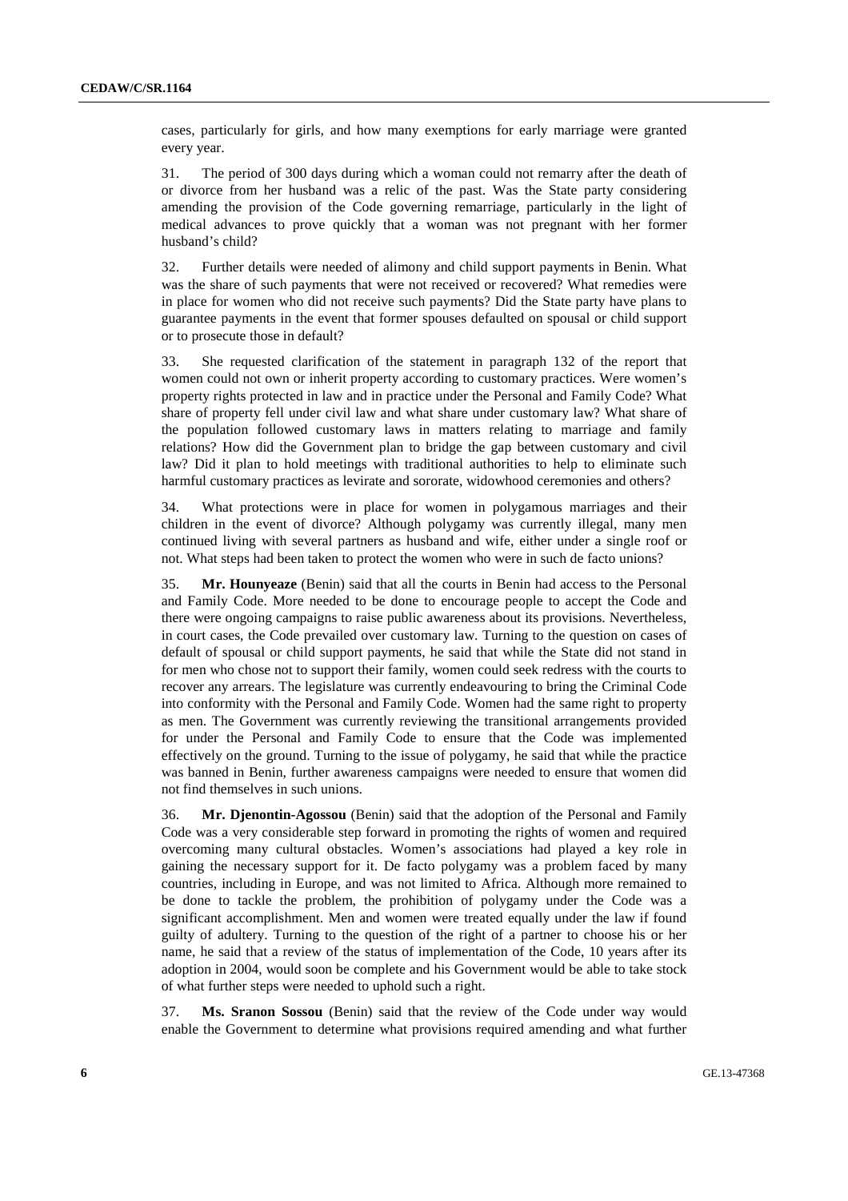cases, particularly for girls, and how many exemptions for early marriage were granted every year.

31. The period of 300 days during which a woman could not remarry after the death of or divorce from her husband was a relic of the past. Was the State party considering amending the provision of the Code governing remarriage, particularly in the light of medical advances to prove quickly that a woman was not pregnant with her former husband's child?

32. Further details were needed of alimony and child support payments in Benin. What was the share of such payments that were not received or recovered? What remedies were in place for women who did not receive such payments? Did the State party have plans to guarantee payments in the event that former spouses defaulted on spousal or child support or to prosecute those in default?

33. She requested clarification of the statement in paragraph 132 of the report that women could not own or inherit property according to customary practices. Were women's property rights protected in law and in practice under the Personal and Family Code? What share of property fell under civil law and what share under customary law? What share of the population followed customary laws in matters relating to marriage and family relations? How did the Government plan to bridge the gap between customary and civil law? Did it plan to hold meetings with traditional authorities to help to eliminate such harmful customary practices as levirate and sororate, widowhood ceremonies and others?

34. What protections were in place for women in polygamous marriages and their children in the event of divorce? Although polygamy was currently illegal, many men continued living with several partners as husband and wife, either under a single roof or not. What steps had been taken to protect the women who were in such de facto unions?

35. **Mr. Hounyeaze** (Benin) said that all the courts in Benin had access to the Personal and Family Code. More needed to be done to encourage people to accept the Code and there were ongoing campaigns to raise public awareness about its provisions. Nevertheless, in court cases, the Code prevailed over customary law. Turning to the question on cases of default of spousal or child support payments, he said that while the State did not stand in for men who chose not to support their family, women could seek redress with the courts to recover any arrears. The legislature was currently endeavouring to bring the Criminal Code into conformity with the Personal and Family Code. Women had the same right to property as men. The Government was currently reviewing the transitional arrangements provided for under the Personal and Family Code to ensure that the Code was implemented effectively on the ground. Turning to the issue of polygamy, he said that while the practice was banned in Benin, further awareness campaigns were needed to ensure that women did not find themselves in such unions.

36. **Mr. Djenontin-Agossou** (Benin) said that the adoption of the Personal and Family Code was a very considerable step forward in promoting the rights of women and required overcoming many cultural obstacles. Women's associations had played a key role in gaining the necessary support for it. De facto polygamy was a problem faced by many countries, including in Europe, and was not limited to Africa. Although more remained to be done to tackle the problem, the prohibition of polygamy under the Code was a significant accomplishment. Men and women were treated equally under the law if found guilty of adultery. Turning to the question of the right of a partner to choose his or her name, he said that a review of the status of implementation of the Code, 10 years after its adoption in 2004, would soon be complete and his Government would be able to take stock of what further steps were needed to uphold such a right.

37. **Ms. Sranon Sossou** (Benin) said that the review of the Code under way would enable the Government to determine what provisions required amending and what further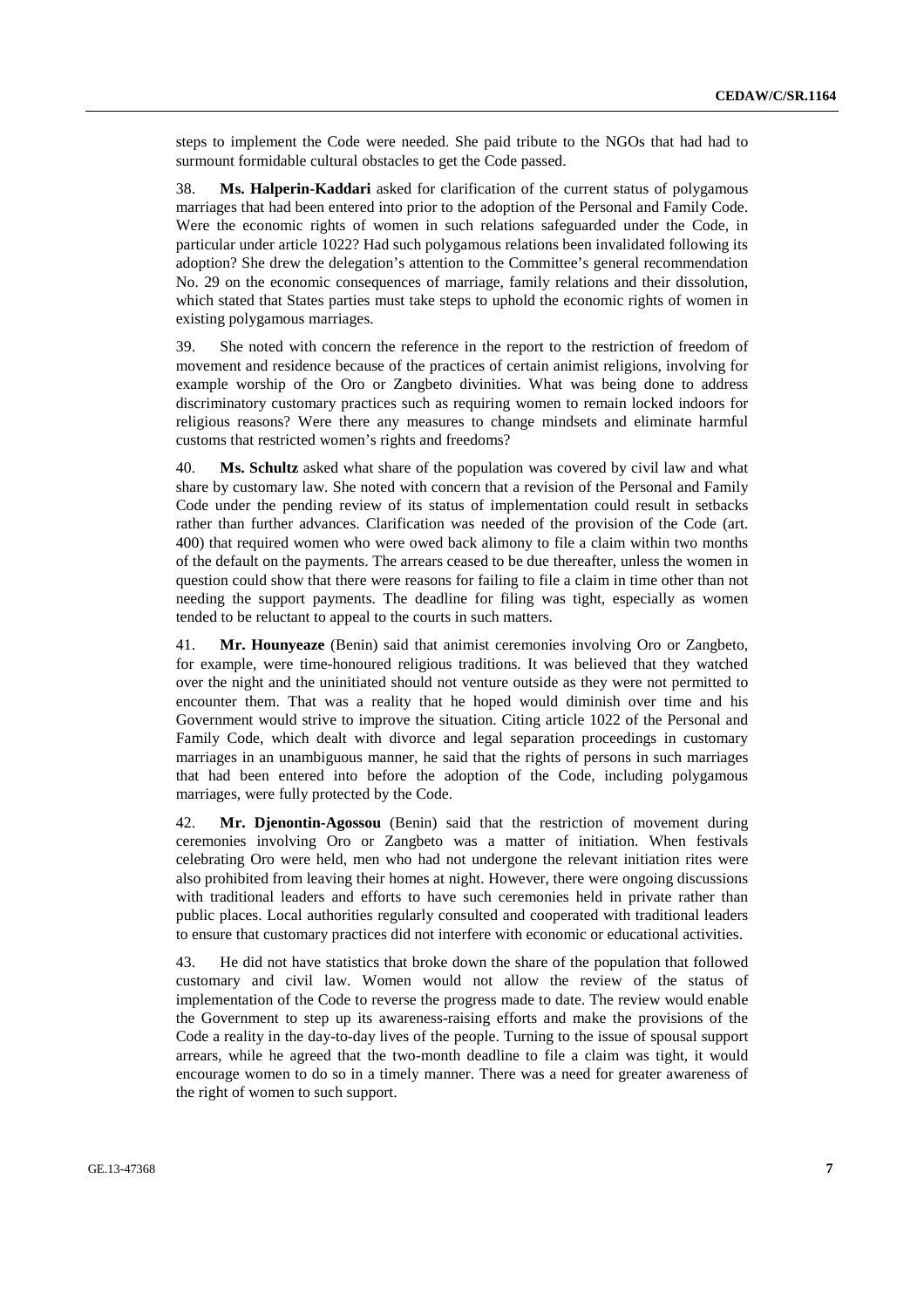steps to implement the Code were needed. She paid tribute to the NGOs that had had to surmount formidable cultural obstacles to get the Code passed.

38. **Ms. Halperin-Kaddari** asked for clarification of the current status of polygamous marriages that had been entered into prior to the adoption of the Personal and Family Code. Were the economic rights of women in such relations safeguarded under the Code, in particular under article 1022? Had such polygamous relations been invalidated following its adoption? She drew the delegation's attention to the Committee's general recommendation No. 29 on the economic consequences of marriage, family relations and their dissolution, which stated that States parties must take steps to uphold the economic rights of women in existing polygamous marriages.

39. She noted with concern the reference in the report to the restriction of freedom of movement and residence because of the practices of certain animist religions, involving for example worship of the Oro or Zangbeto divinities. What was being done to address discriminatory customary practices such as requiring women to remain locked indoors for religious reasons? Were there any measures to change mindsets and eliminate harmful customs that restricted women's rights and freedoms?

40. **Ms. Schultz** asked what share of the population was covered by civil law and what share by customary law. She noted with concern that a revision of the Personal and Family Code under the pending review of its status of implementation could result in setbacks rather than further advances. Clarification was needed of the provision of the Code (art. 400) that required women who were owed back alimony to file a claim within two months of the default on the payments. The arrears ceased to be due thereafter, unless the women in question could show that there were reasons for failing to file a claim in time other than not needing the support payments. The deadline for filing was tight, especially as women tended to be reluctant to appeal to the courts in such matters.

41. **Mr. Hounyeaze** (Benin) said that animist ceremonies involving Oro or Zangbeto, for example, were time-honoured religious traditions. It was believed that they watched over the night and the uninitiated should not venture outside as they were not permitted to encounter them. That was a reality that he hoped would diminish over time and his Government would strive to improve the situation. Citing article 1022 of the Personal and Family Code, which dealt with divorce and legal separation proceedings in customary marriages in an unambiguous manner, he said that the rights of persons in such marriages that had been entered into before the adoption of the Code, including polygamous marriages, were fully protected by the Code.

42. **Mr. Djenontin-Agossou** (Benin) said that the restriction of movement during ceremonies involving Oro or Zangbeto was a matter of initiation. When festivals celebrating Oro were held, men who had not undergone the relevant initiation rites were also prohibited from leaving their homes at night. However, there were ongoing discussions with traditional leaders and efforts to have such ceremonies held in private rather than public places. Local authorities regularly consulted and cooperated with traditional leaders to ensure that customary practices did not interfere with economic or educational activities.

43. He did not have statistics that broke down the share of the population that followed customary and civil law. Women would not allow the review of the status of implementation of the Code to reverse the progress made to date. The review would enable the Government to step up its awareness-raising efforts and make the provisions of the Code a reality in the day-to-day lives of the people. Turning to the issue of spousal support arrears, while he agreed that the two-month deadline to file a claim was tight, it would encourage women to do so in a timely manner. There was a need for greater awareness of the right of women to such support.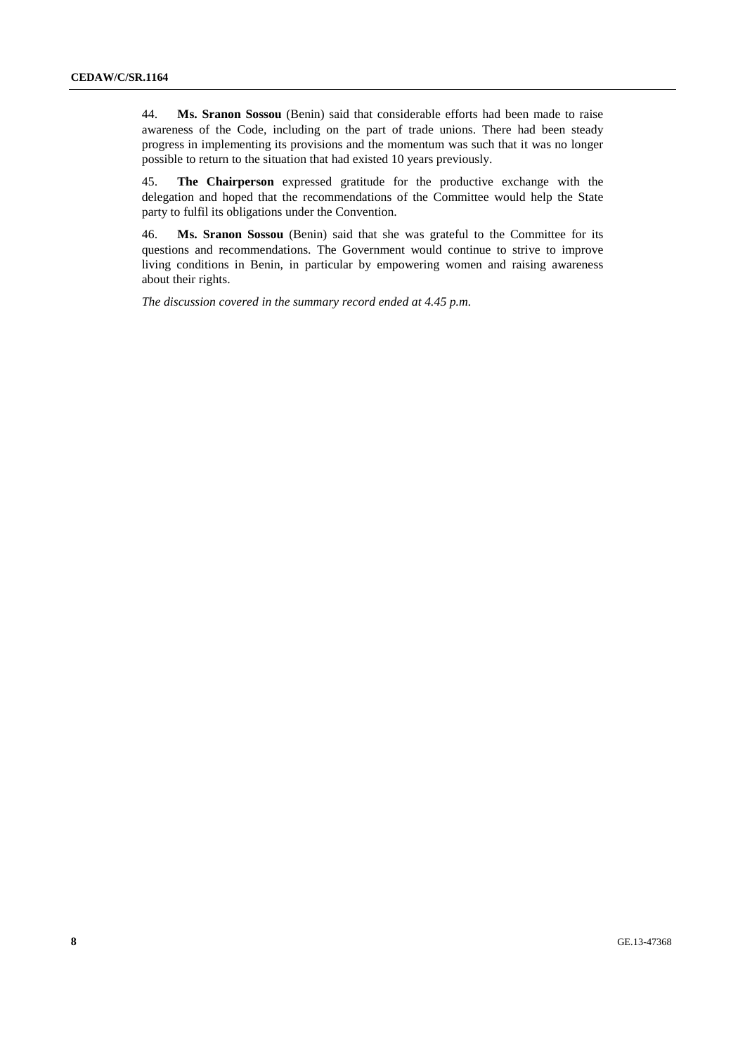44. **Ms. Sranon Sossou** (Benin) said that considerable efforts had been made to raise awareness of the Code, including on the part of trade unions. There had been steady progress in implementing its provisions and the momentum was such that it was no longer possible to return to the situation that had existed 10 years previously.

45. **The Chairperson** expressed gratitude for the productive exchange with the delegation and hoped that the recommendations of the Committee would help the State party to fulfil its obligations under the Convention.

46. **Ms. Sranon Sossou** (Benin) said that she was grateful to the Committee for its questions and recommendations. The Government would continue to strive to improve living conditions in Benin, in particular by empowering women and raising awareness about their rights.

*The discussion covered in the summary record ended at 4.45 p.m.*